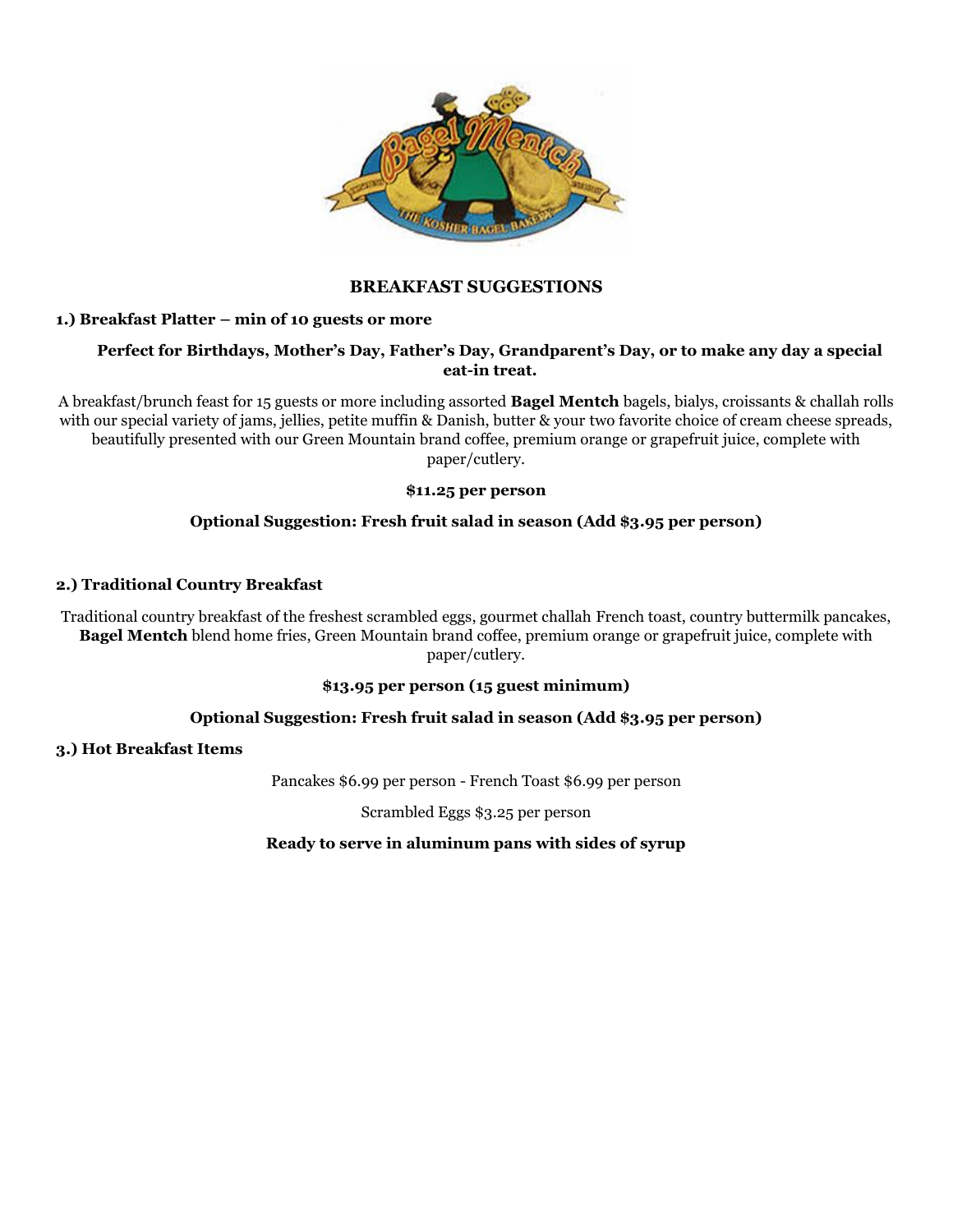## BREAKFAST SUGGESTIONS

### 1.) Breakfast Platter – min of 10 guests or more

**Perfect for Birthdays, Mother's Day, Father's Day, Grandparent's Day, or to make any day a special eat-in treat.**

A breakfast/brunch feast for 15 guests or more including assorted **Bagel Mentch** bagels, bialys, croissants & challah rolls with our special variety of jams, jellies, petite muffin & Danish, butter & your two favorite choice of cream cheese spreads, beautifully presented with our Green Mountain brand coffee, premium orange or grapefruit juice, complete with paper/cutlery.

**$11.25 per person**

**Optional Suggestion: Fresh fruit salad in season (Add $3.95 per person)**

### 2.) Traditional Country Breakfast

Traditional country breakfast of the freshest scrambled eggs, gourmet challah French toast, country buttermilk pancakes, **Bagel Mentch** blend home fries, Green Mountain brand coffee, premium orange or grapefruit juice, complete with paper/cutlery.

**$13.95 per person (15 guest minimum)**

**Optional Suggestion: Fresh fruit salad in season (Add $3.95 per person)**

### 3.) Hot Breakfast Items

Pancakes $6.99 per person - French Toast $6.99 per person

Scrambled Eggs $3.25 per person

**Ready to serve in aluminum pans with sides of syrup**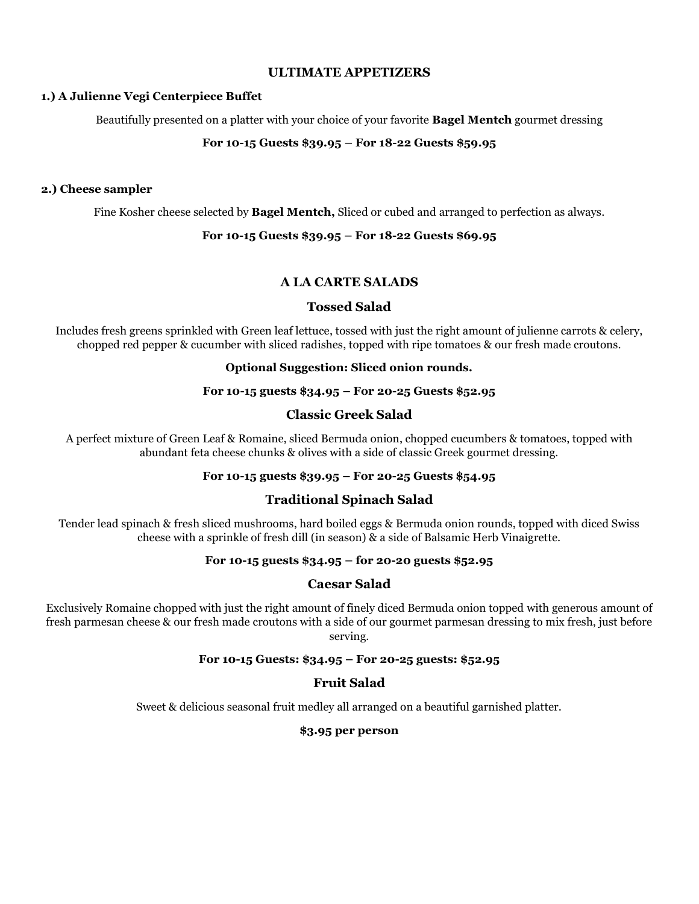## ULTIMATE APPETIZERS

**1.) A Julienne Vegi Centerpiece Buffet**

Beautifully presented on a platter with your choice of your favorite **Bagel Mentch** gourmet dressing

**For 10-15 Guests $39.95 – For 18-22 Guests $59.95**

**2.) Cheese sampler**

Fine Kosher cheese selected by **Bagel Mentch,** Sliced or cubed and arranged to perfection as always.

**For 10-15 Guests $39.95 – For 18-22 Guests $69.95**

## A LA CARTE SALADS

### Tossed Salad

Includes fresh greens sprinkled with Green leaf lettuce, tossed with just the right amount of julienne carrots & celery, chopped red pepper & cucumber with sliced radishes, topped with ripe tomatoes & our fresh made croutons.

**Optional Suggestion: Sliced onion rounds.**

**For 10-15 guests $34.95 – For 20-25 Guests $52.95**

### Classic Greek Salad

A perfect mixture of Green Leaf & Romaine, sliced Bermuda onion, chopped cucumbers & tomatoes, topped with abundant feta cheese chunks & olives with a side of classic Greek gourmet dressing.

**For 10-15 guests $39.95 – For 20-25 Guests $54.95**

### Traditional Spinach Salad

Tender lead spinach & fresh sliced mushrooms, hard boiled eggs & Bermuda onion rounds, topped with diced Swiss cheese with a sprinkle of fresh dill (in season) & a side of Balsamic Herb Vinaigrette.

**For 10-15 guests $34.95 – for 20-20 guests $52.95**

### Caesar Salad

Exclusively Romaine chopped with just the right amount of finely diced Bermuda onion topped with generous amount of fresh parmesan cheese & our fresh made croutons with a side of our gourmet parmesan dressing to mix fresh, just before serving.

**For 10-15 Guests: $34.95 – For 20-25 guests: $52.95**

### Fruit Salad

Sweet & delicious seasonal fruit medley all arranged on a beautiful garnished platter.

**$3.95 per person**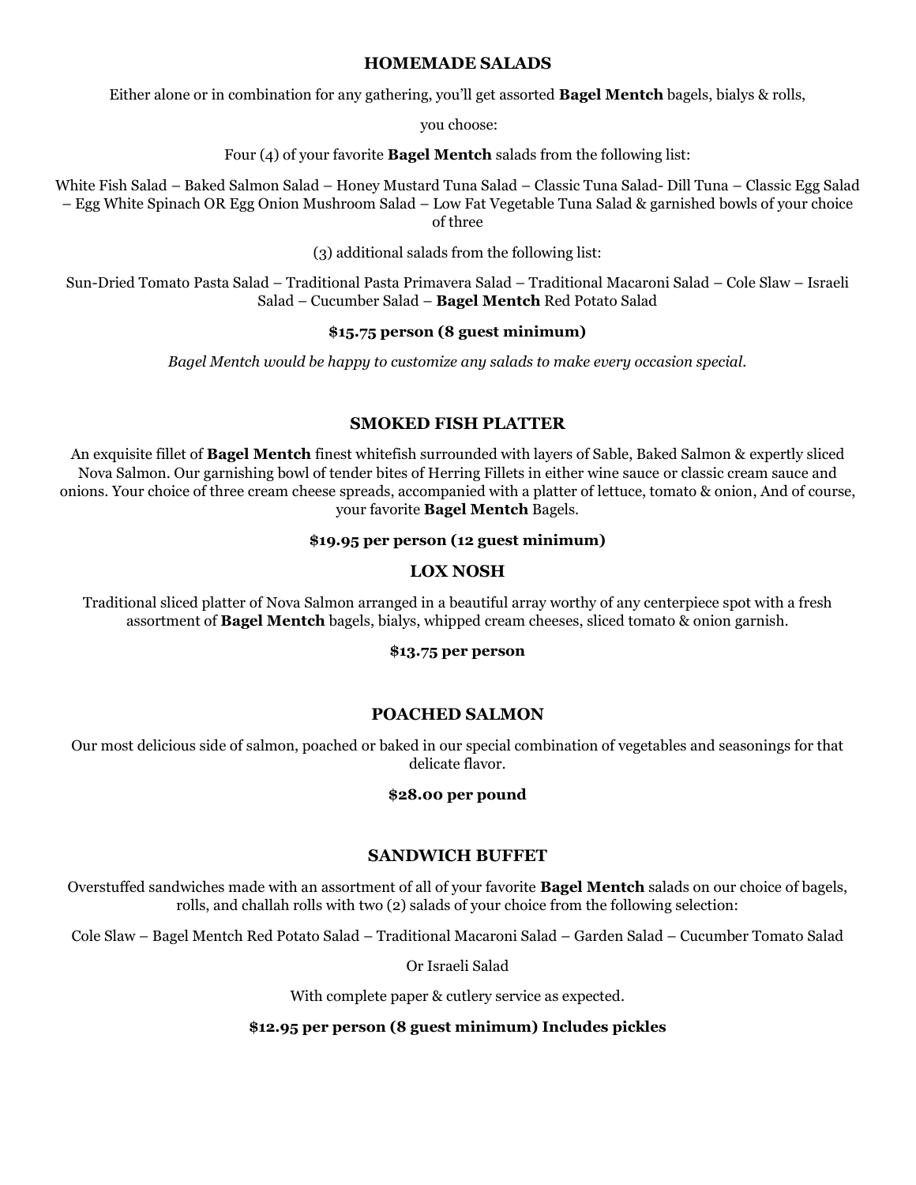## HOMEMADE SALADS

Either alone or in combination for any gathering, you'll get assorted **Bagel Mentch** bagels, bialys & rolls,

you choose:

Four (4) of your favorite **Bagel Mentch** salads from the following list:

White Fish Salad – Baked Salmon Salad – Honey Mustard Tuna Salad – Classic Tuna Salad- Dill Tuna – Classic Egg Salad – Egg White Spinach OR Egg Onion Mushroom Salad – Low Fat Vegetable Tuna Salad & garnished bowls of your choice of three

(3) additional salads from the following list:

Sun-Dried Tomato Pasta Salad – Traditional Pasta Primavera Salad – Traditional Macaroni Salad – Cole Slaw – Israeli Salad – Cucumber Salad – **Bagel Mentch** Red Potato Salad

**$15.75 person (8 guest minimum)**

*Bagel Mentch would be happy to customize any salads to make every occasion special.*

## SMOKED FISH PLATTER

An exquisite fillet of **Bagel Mentch** finest whitefish surrounded with layers of Sable, Baked Salmon & expertly sliced Nova Salmon. Our garnishing bowl of tender bites of Herring Fillets in either wine sauce or classic cream sauce and onions. Your choice of three cream cheese spreads, accompanied with a platter of lettuce, tomato & onion, And of course, your favorite **Bagel Mentch** Bagels.

**$19.95 per person (12 guest minimum)**

## LOX NOSH

Traditional sliced platter of Nova Salmon arranged in a beautiful array worthy of any centerpiece spot with a fresh assortment of **Bagel Mentch** bagels, bialys, whipped cream cheeses, sliced tomato & onion garnish.

**$13.75 per person**

## POACHED SALMON

Our most delicious side of salmon, poached or baked in our special combination of vegetables and seasonings for that delicate flavor.

**$28.00 per pound**

## SANDWICH BUFFET

Overstuffed sandwiches made with an assortment of all of your favorite **Bagel Mentch** salads on our choice of bagels, rolls, and challah rolls with two (2) salads of your choice from the following selection:

Cole Slaw – Bagel Mentch Red Potato Salad – Traditional Macaroni Salad – Garden Salad – Cucumber Tomato Salad

Or Israeli Salad

With complete paper & cutlery service as expected.

**$12.95 per person (8 guest minimum) Includes pickles**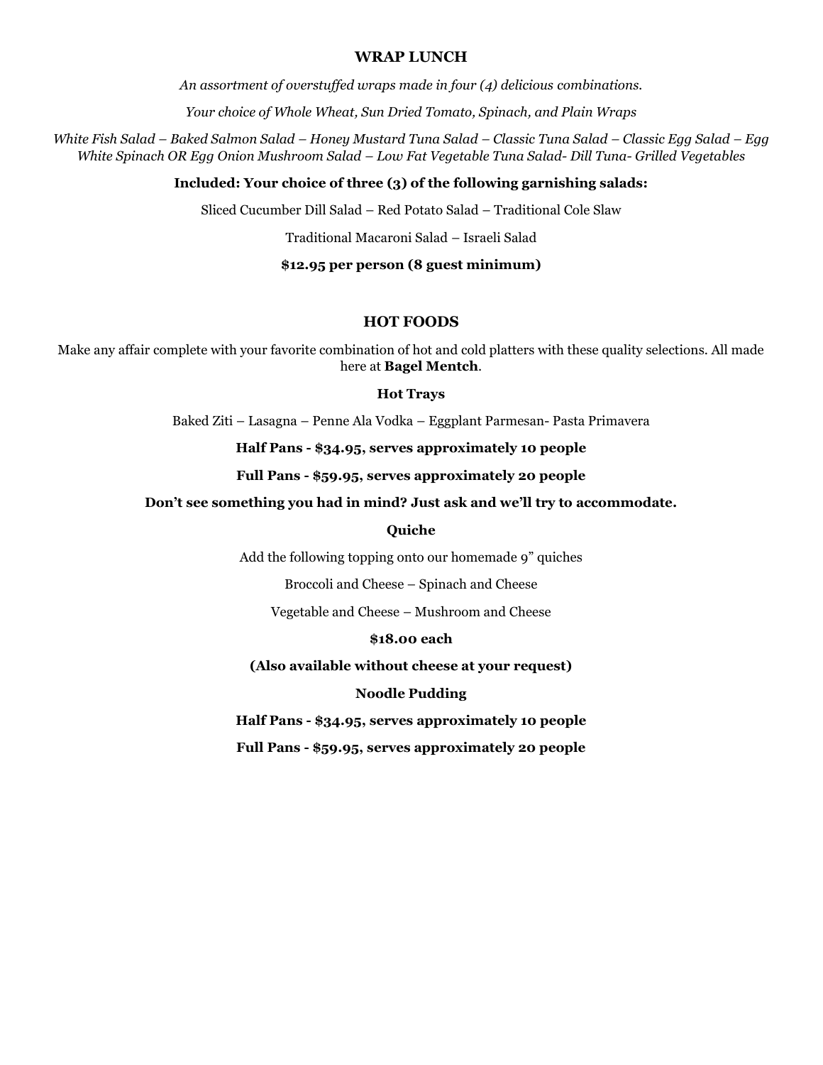## WRAP LUNCH

*An assortment of overstuffed wraps made in four (4) delicious combinations.*

*Your choice of Whole Wheat, Sun Dried Tomato, Spinach, and Plain Wraps*

*White Fish Salad – Baked Salmon Salad – Honey Mustard Tuna Salad – Classic Tuna Salad – Classic Egg Salad – Egg White Spinach OR Egg Onion Mushroom Salad – Low Fat Vegetable Tuna Salad- Dill Tuna- Grilled Vegetables*

**Included: Your choice of three (3) of the following garnishing salads:**

Sliced Cucumber Dill Salad – Red Potato Salad – Traditional Cole Slaw

Traditional Macaroni Salad – Israeli Salad

**$12.95 per person (8 guest minimum)**

## HOT FOODS

Make any affair complete with your favorite combination of hot and cold platters with these quality selections. All made here at **Bagel Mentch**.

### Hot Trays

Baked Ziti – Lasagna – Penne Ala Vodka – Eggplant Parmesan- Pasta Primavera

**Half Pans - $34.95, serves approximately 10 people**

**Full Pans - $59.95, serves approximately 20 people**

**Don't see something you had in mind? Just ask and we'll try to accommodate.**

### Quiche

Add the following topping onto our homemade 9" quiches

Broccoli and Cheese – Spinach and Cheese

Vegetable and Cheese – Mushroom and Cheese

**$18.00 each**

**(Also available without cheese at your request)**

### Noodle Pudding

**Half Pans - $34.95, serves approximately 10 people**

**Full Pans - $59.95, serves approximately 20 people**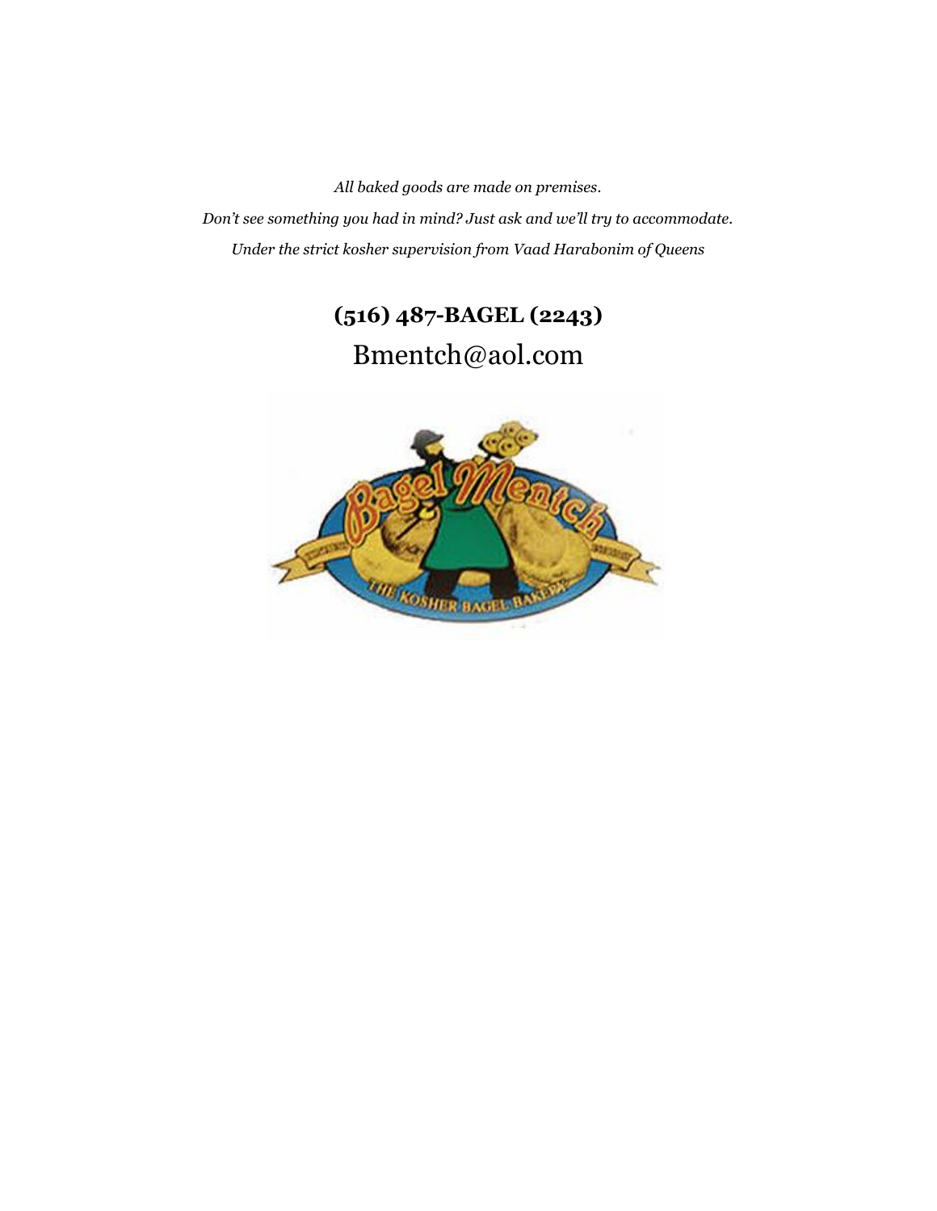*All baked goods are made on premises.*

*Don't see something you had in mind? Just ask and we'll try to accommodate.*

*Under the strict kosher supervision from Vaad Harabonim of Queens*

**(516) 487-BAGEL (2243)**

Bmentch@aol.com